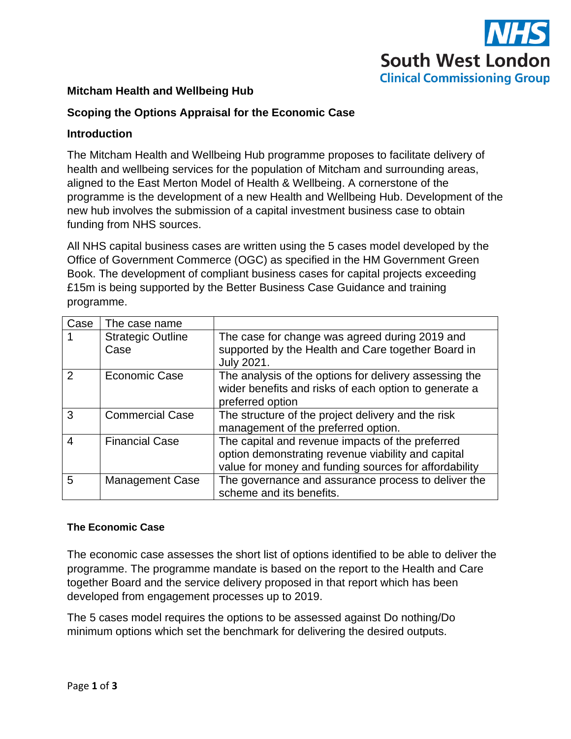**Mitcham Health and Wellbeing Hub**

**Scoping the Options Appraisal for the Economic Case**

**Introduction**

The Mitcham Health and Wellbeing Hub programme proposes to facilitate delivery of health and wellbeing services for the population of Mitcham and surrounding areas, aligned to the East Merton Model of Health & Wellbeing. A cornerstone of the programme is the development of a new Health and Wellbeing Hub. Development of the new hub involves the submission of a capital investment business case to obtain funding from NHS sources.

All NHS capital business cases are written using the 5 cases model developed by the Office of Government Commerce (OGC) as specified in the HM Government Green Book. The development of compliant business cases for capital projects exceeding £15m is being supported by the Better Business Case Guidance and training programme.

| Case | The case name | |
|---|---|---|
| 1 | Strategic Outline Case | The case for change was agreed during 2019 and supported by the Health and Care together Board in July 2021. |
| 2 | Economic Case | The analysis of the options for delivery assessing the wider benefits and risks of each option to generate a preferred option |
| 3 | Commercial Case | The structure of the project delivery and the risk management of the preferred option. |
| 4 | Financial Case | The capital and revenue impacts of the preferred option demonstrating revenue viability and capital value for money and funding sources for affordability |
| 5 | Management Case | The governance and assurance process to deliver the scheme and its benefits. |

**The Economic Case**

The economic case assesses the short list of options identified to be able to deliver the programme. The programme mandate is based on the report to the Health and Care together Board and the service delivery proposed in that report which has been developed from engagement processes up to 2019.

The 5 cases model requires the options to be assessed against Do nothing/Do minimum options which set the benchmark for delivering the desired outputs.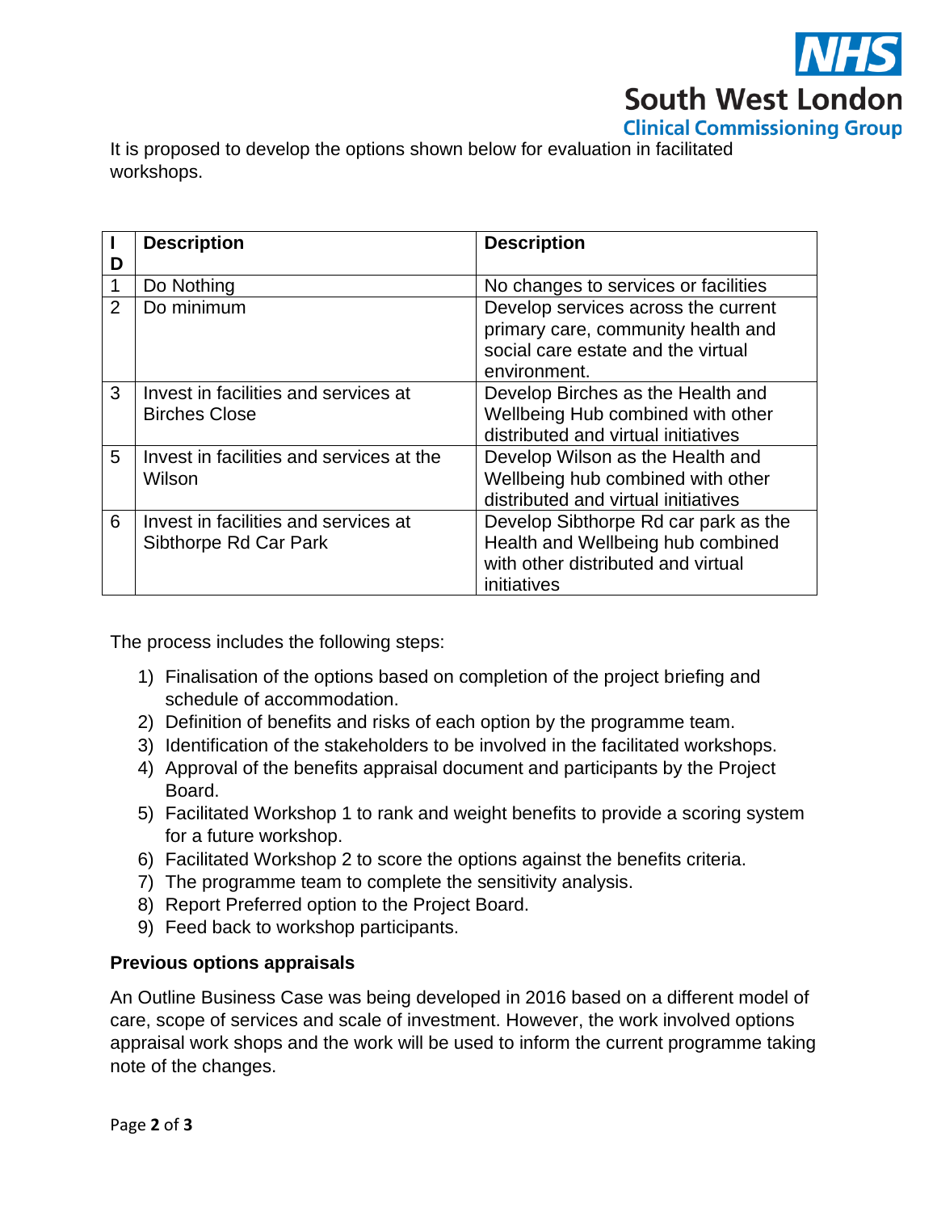It is proposed to develop the options shown below for evaluation in facilitated workshops.

| ID | Description | Description |
|---|---|---|
| 1 | Do Nothing | No changes to services or facilities |
| 2 | Do minimum | Develop services across the current primary care, community health and social care estate and the virtual environment. |
| 3 | Invest in facilities and services at Birches Close | Develop Birches as the Health and Wellbeing Hub combined with other distributed and virtual initiatives |
| 5 | Invest in facilities and services at the Wilson | Develop Wilson as the Health and Wellbeing hub combined with other distributed and virtual initiatives |
| 6 | Invest in facilities and services at Sibthorpe Rd Car Park | Develop Sibthorpe Rd car park as the Health and Wellbeing hub combined with other distributed and virtual initiatives |

The process includes the following steps:

1) Finalisation of the options based on completion of the project briefing and schedule of accommodation.
2) Definition of benefits and risks of each option by the programme team.
3) Identification of the stakeholders to be involved in the facilitated workshops.
4) Approval of the benefits appraisal document and participants by the Project Board.
5) Facilitated Workshop 1 to rank and weight benefits to provide a scoring system for a future workshop.
6) Facilitated Workshop 2 to score the options against the benefits criteria.
7) The programme team to complete the sensitivity analysis.
8) Report Preferred option to the Project Board.
9) Feed back to workshop participants.

**Previous options appraisals**

An Outline Business Case was being developed in 2016 based on a different model of care, scope of services and scale of investment. However, the work involved options appraisal work shops and the work will be used to inform the current programme taking note of the changes.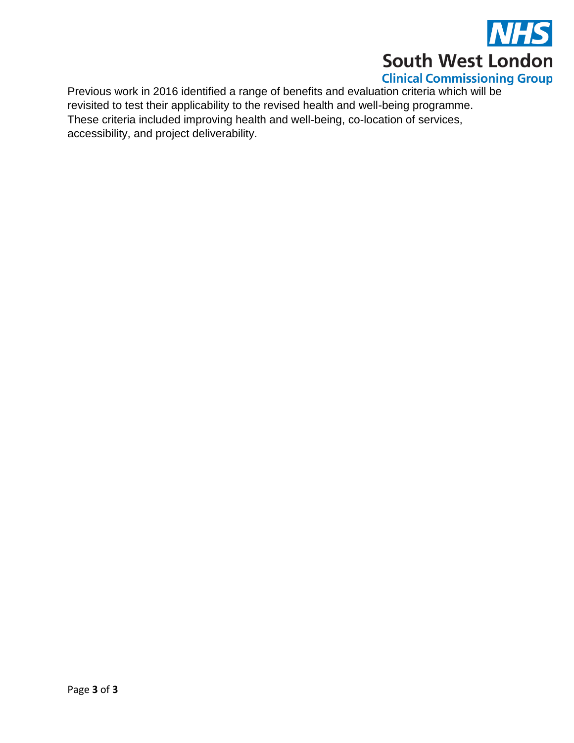Previous work in 2016 identified a range of benefits and evaluation criteria which will be revisited to test their applicability to the revised health and well-being programme. These criteria included improving health and well-being, co-location of services, accessibility, and project deliverability.